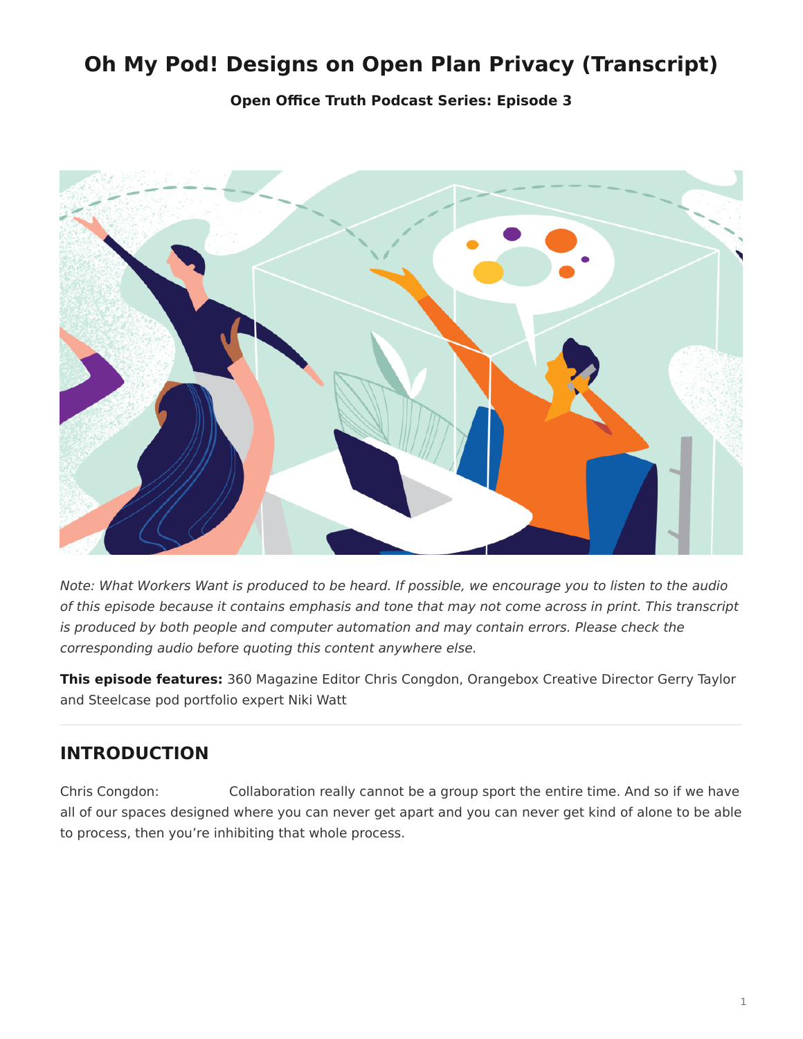# Oh My Pod! Designs on Open Plan Privacy (Transcript)

**Open Office Truth Podcast Series: Episode 3**

*Note: What Workers Want is produced to be heard. If possible, we encourage you to listen to the audio of this episode because it contains emphasis and tone that may not come across in print. This transcript is produced by both people and computer automation and may contain errors. Please check the corresponding audio before quoting this content anywhere else.*

**This episode features:** 360 Magazine Editor Chris Congdon, Orangebox Creative Director Gerry Taylor and Steelcase pod portfolio expert Niki Watt

---

## INTRODUCTION

Chris Congdon: Collaboration really cannot be a group sport the entire time. And so if we have all of our spaces designed where you can never get apart and you can never get kind of alone to be able to process, then you're inhibiting that whole process.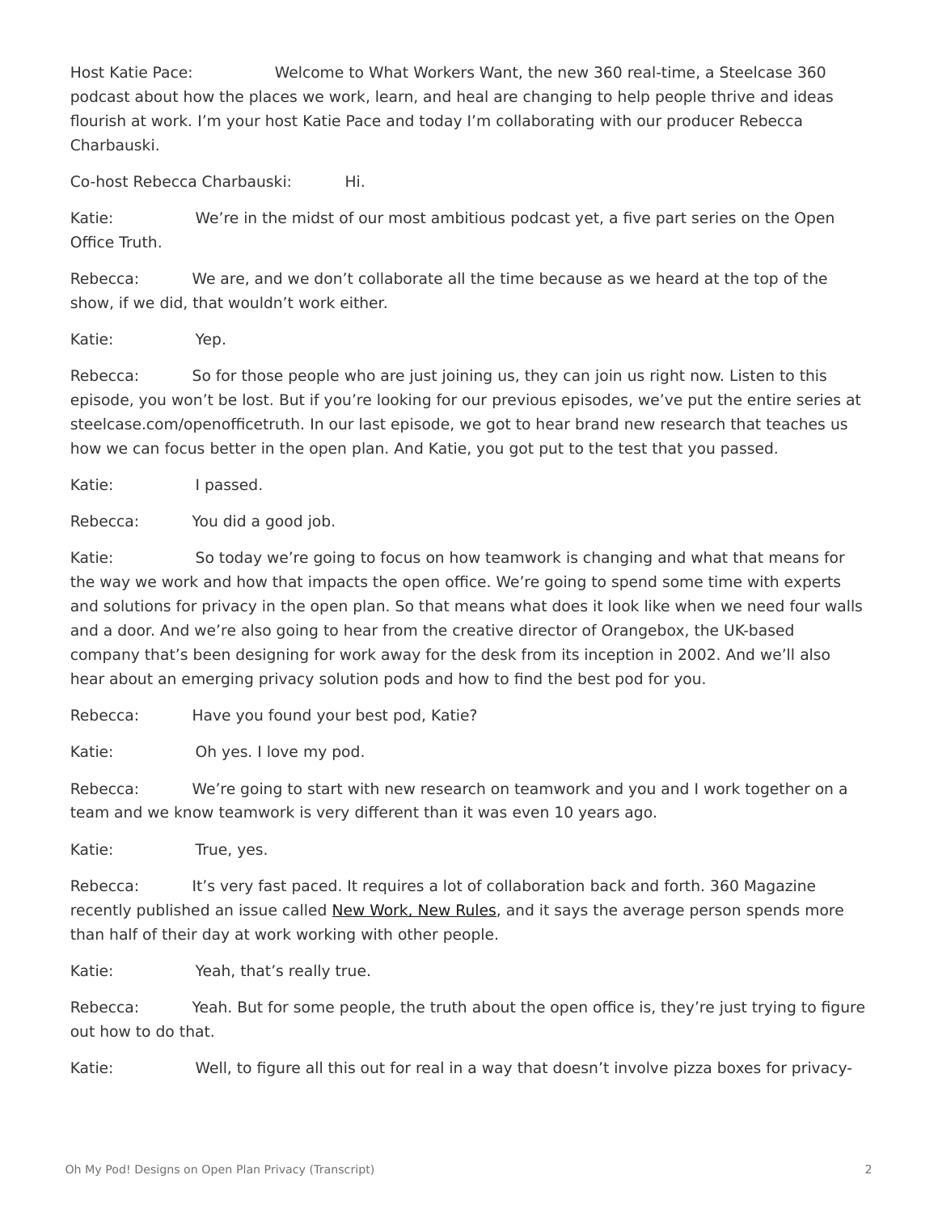Host Katie Pace: Welcome to What Workers Want, the new 360 real-time, a Steelcase 360 podcast about how the places we work, learn, and heal are changing to help people thrive and ideas flourish at work. I'm your host Katie Pace and today I'm collaborating with our producer Rebecca Charbauski.

Co-host Rebecca Charbauski: Hi.

Katie: We're in the midst of our most ambitious podcast yet, a five part series on the Open Office Truth.

Rebecca: We are, and we don't collaborate all the time because as we heard at the top of the show, if we did, that wouldn't work either.

Katie: Yep.

Rebecca: So for those people who are just joining us, they can join us right now. Listen to this episode, you won't be lost. But if you're looking for our previous episodes, we've put the entire series at steelcase.com/openofficetruth. In our last episode, we got to hear brand new research that teaches us how we can focus better in the open plan. And Katie, you got put to the test that you passed.

Katie: I passed.

Rebecca: You did a good job.

Katie: So today we're going to focus on how teamwork is changing and what that means for the way we work and how that impacts the open office. We're going to spend some time with experts and solutions for privacy in the open plan. So that means what does it look like when we need four walls and a door. And we're also going to hear from the creative director of Orangebox, the UK-based company that's been designing for work away for the desk from its inception in 2002. And we'll also hear about an emerging privacy solution pods and how to find the best pod for you.

Rebecca: Have you found your best pod, Katie?

Katie: Oh yes. I love my pod.

Rebecca: We're going to start with new research on teamwork and you and I work together on a team and we know teamwork is very different than it was even 10 years ago.

Katie: True, yes.

Rebecca: It's very fast paced. It requires a lot of collaboration back and forth. 360 Magazine recently published an issue called New Work, New Rules, and it says the average person spends more than half of their day at work working with other people.

Katie: Yeah, that's really true.

Rebecca: Yeah. But for some people, the truth about the open office is, they're just trying to figure out how to do that.

Katie: Well, to figure all this out for real in a way that doesn't involve pizza boxes for privacy-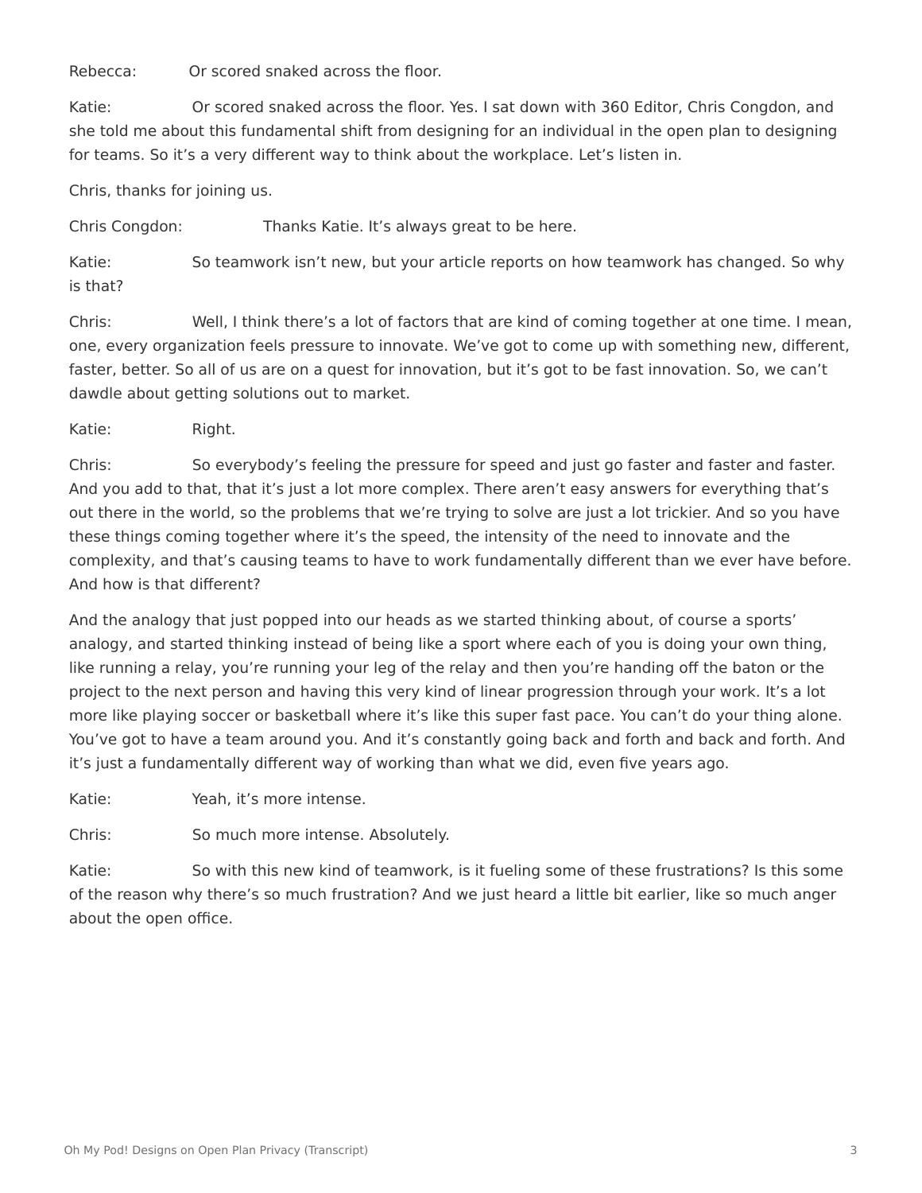Rebecca: Or scored snaked across the floor.

Katie: Or scored snaked across the floor. Yes. I sat down with 360 Editor, Chris Congdon, and she told me about this fundamental shift from designing for an individual in the open plan to designing for teams. So it's a very different way to think about the workplace. Let's listen in.

Chris, thanks for joining us.

Chris Congdon: Thanks Katie. It's always great to be here.

Katie: So teamwork isn't new, but your article reports on how teamwork has changed. So why is that?

Chris: Well, I think there's a lot of factors that are kind of coming together at one time. I mean, one, every organization feels pressure to innovate. We've got to come up with something new, different, faster, better. So all of us are on a quest for innovation, but it's got to be fast innovation. So, we can't dawdle about getting solutions out to market.

Katie: Right.

Chris: So everybody's feeling the pressure for speed and just go faster and faster and faster. And you add to that, that it's just a lot more complex. There aren't easy answers for everything that's out there in the world, so the problems that we're trying to solve are just a lot trickier. And so you have these things coming together where it's the speed, the intensity of the need to innovate and the complexity, and that's causing teams to have to work fundamentally different than we ever have before. And how is that different?

And the analogy that just popped into our heads as we started thinking about, of course a sports' analogy, and started thinking instead of being like a sport where each of you is doing your own thing, like running a relay, you're running your leg of the relay and then you're handing off the baton or the project to the next person and having this very kind of linear progression through your work. It's a lot more like playing soccer or basketball where it's like this super fast pace. You can't do your thing alone. You've got to have a team around you. And it's constantly going back and forth and back and forth. And it's just a fundamentally different way of working than what we did, even five years ago.

Katie: Yeah, it's more intense.

Chris: So much more intense. Absolutely.

Katie: So with this new kind of teamwork, is it fueling some of these frustrations? Is this some of the reason why there's so much frustration? And we just heard a little bit earlier, like so much anger about the open office.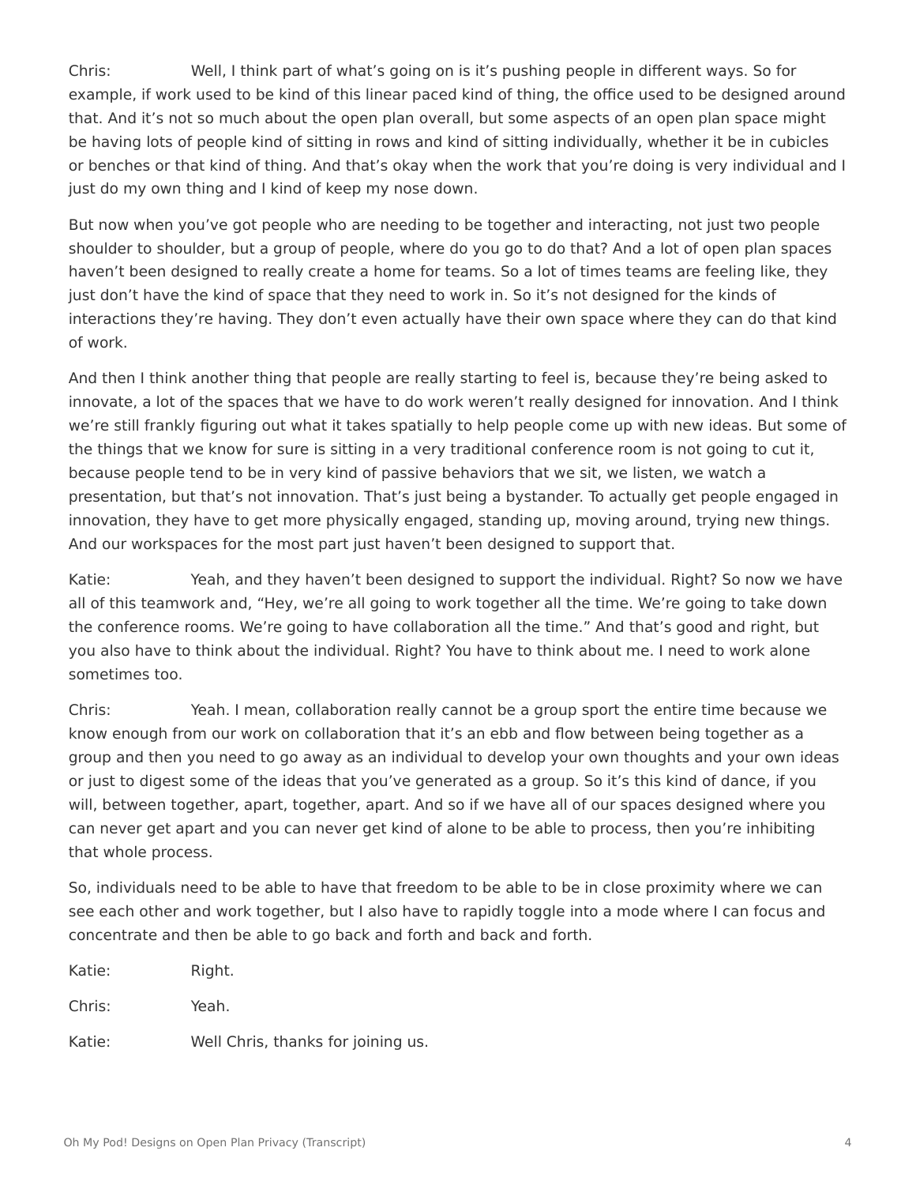Chris: Well, I think part of what's going on is it's pushing people in different ways. So for example, if work used to be kind of this linear paced kind of thing, the office used to be designed around that. And it's not so much about the open plan overall, but some aspects of an open plan space might be having lots of people kind of sitting in rows and kind of sitting individually, whether it be in cubicles or benches or that kind of thing. And that's okay when the work that you're doing is very individual and I just do my own thing and I kind of keep my nose down.

But now when you've got people who are needing to be together and interacting, not just two people shoulder to shoulder, but a group of people, where do you go to do that? And a lot of open plan spaces haven't been designed to really create a home for teams. So a lot of times teams are feeling like, they just don't have the kind of space that they need to work in. So it's not designed for the kinds of interactions they're having. They don't even actually have their own space where they can do that kind of work.

And then I think another thing that people are really starting to feel is, because they're being asked to innovate, a lot of the spaces that we have to do work weren't really designed for innovation. And I think we're still frankly figuring out what it takes spatially to help people come up with new ideas. But some of the things that we know for sure is sitting in a very traditional conference room is not going to cut it, because people tend to be in very kind of passive behaviors that we sit, we listen, we watch a presentation, but that's not innovation. That's just being a bystander. To actually get people engaged in innovation, they have to get more physically engaged, standing up, moving around, trying new things. And our workspaces for the most part just haven't been designed to support that.

Katie: Yeah, and they haven't been designed to support the individual. Right? So now we have all of this teamwork and, "Hey, we're all going to work together all the time. We're going to take down the conference rooms. We're going to have collaboration all the time." And that's good and right, but you also have to think about the individual. Right? You have to think about me. I need to work alone sometimes too.

Chris: Yeah. I mean, collaboration really cannot be a group sport the entire time because we know enough from our work on collaboration that it's an ebb and flow between being together as a group and then you need to go away as an individual to develop your own thoughts and your own ideas or just to digest some of the ideas that you've generated as a group. So it's this kind of dance, if you will, between together, apart, together, apart. And so if we have all of our spaces designed where you can never get apart and you can never get kind of alone to be able to process, then you're inhibiting that whole process.

So, individuals need to be able to have that freedom to be able to be in close proximity where we can see each other and work together, but I also have to rapidly toggle into a mode where I can focus and concentrate and then be able to go back and forth and back and forth.

Katie: Right.

Chris: Yeah.

Katie: Well Chris, thanks for joining us.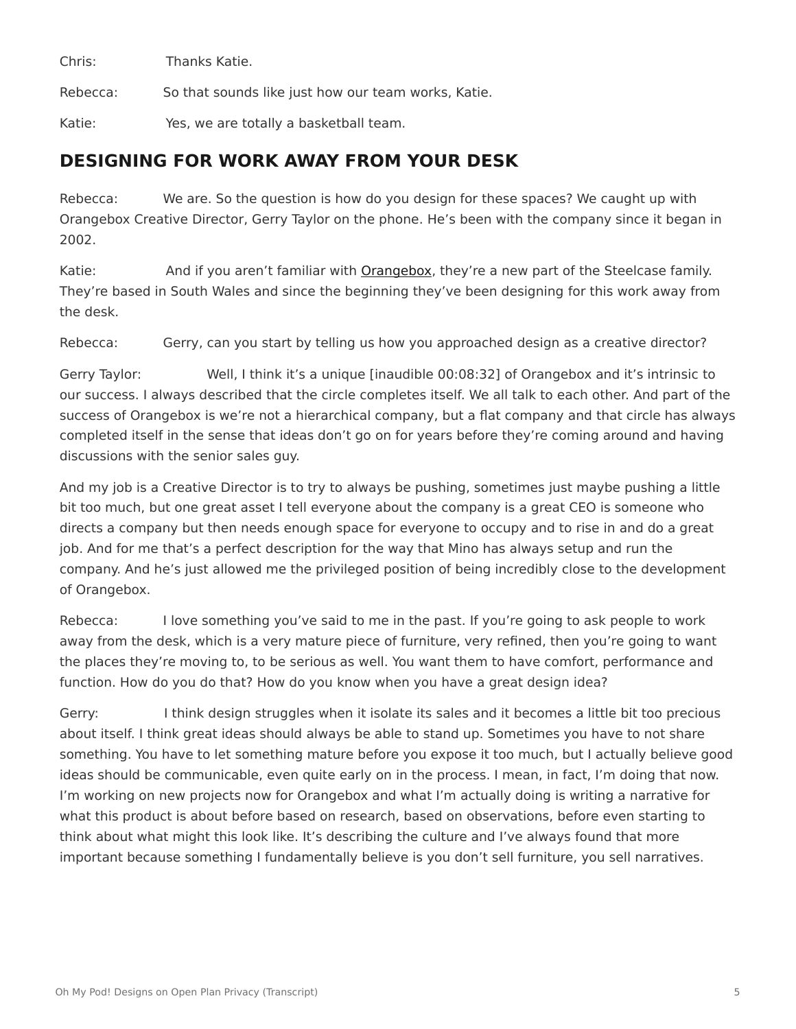Chris: Thanks Katie.

Rebecca: So that sounds like just how our team works, Katie.

Katie: Yes, we are totally a basketball team.

## DESIGNING FOR WORK AWAY FROM YOUR DESK

Rebecca: We are. So the question is how do you design for these spaces? We caught up with Orangebox Creative Director, Gerry Taylor on the phone. He's been with the company since it began in 2002.

Katie: And if you aren't familiar with Orangebox, they're a new part of the Steelcase family. They're based in South Wales and since the beginning they've been designing for this work away from the desk.

Rebecca: Gerry, can you start by telling us how you approached design as a creative director?

Gerry Taylor: Well, I think it's a unique [inaudible 00:08:32] of Orangebox and it's intrinsic to our success. I always described that the circle completes itself. We all talk to each other. And part of the success of Orangebox is we're not a hierarchical company, but a flat company and that circle has always completed itself in the sense that ideas don't go on for years before they're coming around and having discussions with the senior sales guy.

And my job is a Creative Director is to try to always be pushing, sometimes just maybe pushing a little bit too much, but one great asset I tell everyone about the company is a great CEO is someone who directs a company but then needs enough space for everyone to occupy and to rise in and do a great job. And for me that's a perfect description for the way that Mino has always setup and run the company. And he's just allowed me the privileged position of being incredibly close to the development of Orangebox.

Rebecca: I love something you've said to me in the past. If you're going to ask people to work away from the desk, which is a very mature piece of furniture, very refined, then you're going to want the places they're moving to, to be serious as well. You want them to have comfort, performance and function. How do you do that? How do you know when you have a great design idea?

Gerry: I think design struggles when it isolate its sales and it becomes a little bit too precious about itself. I think great ideas should always be able to stand up. Sometimes you have to not share something. You have to let something mature before you expose it too much, but I actually believe good ideas should be communicable, even quite early on in the process. I mean, in fact, I'm doing that now. I'm working on new projects now for Orangebox and what I'm actually doing is writing a narrative for what this product is about before based on research, based on observations, before even starting to think about what might this look like. It's describing the culture and I've always found that more important because something I fundamentally believe is you don't sell furniture, you sell narratives.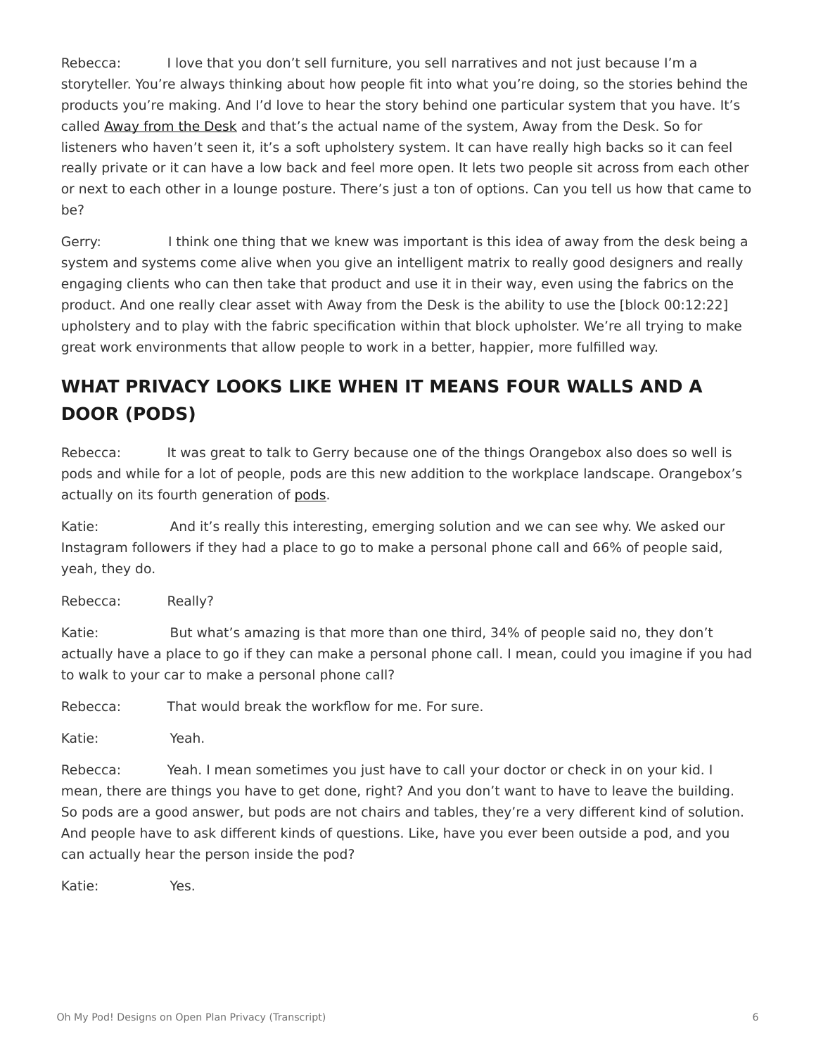Rebecca: I love that you don't sell furniture, you sell narratives and not just because I'm a storyteller. You're always thinking about how people fit into what you're doing, so the stories behind the products you're making. And I'd love to hear the story behind one particular system that you have. It's called Away from the Desk and that's the actual name of the system, Away from the Desk. So for listeners who haven't seen it, it's a soft upholstery system. It can have really high backs so it can feel really private or it can have a low back and feel more open. It lets two people sit across from each other or next to each other in a lounge posture. There's just a ton of options. Can you tell us how that came to be?

Gerry: I think one thing that we knew was important is this idea of away from the desk being a system and systems come alive when you give an intelligent matrix to really good designers and really engaging clients who can then take that product and use it in their way, even using the fabrics on the product. And one really clear asset with Away from the Desk is the ability to use the [block 00:12:22] upholstery and to play with the fabric specification within that block upholster. We're all trying to make great work environments that allow people to work in a better, happier, more fulfilled way.

## WHAT PRIVACY LOOKS LIKE WHEN IT MEANS FOUR WALLS AND A DOOR (PODS)

Rebecca: It was great to talk to Gerry because one of the things Orangebox also does so well is pods and while for a lot of people, pods are this new addition to the workplace landscape. Orangebox's actually on its fourth generation of pods.

Katie: And it's really this interesting, emerging solution and we can see why. We asked our Instagram followers if they had a place to go to make a personal phone call and 66% of people said, yeah, they do.

Rebecca: Really?

Katie: But what's amazing is that more than one third, 34% of people said no, they don't actually have a place to go if they can make a personal phone call. I mean, could you imagine if you had to walk to your car to make a personal phone call?

Rebecca: That would break the workflow for me. For sure.

Katie: Yeah.

Rebecca: Yeah. I mean sometimes you just have to call your doctor or check in on your kid. I mean, there are things you have to get done, right? And you don't want to have to leave the building. So pods are a good answer, but pods are not chairs and tables, they're a very different kind of solution. And people have to ask different kinds of questions. Like, have you ever been outside a pod, and you can actually hear the person inside the pod?

Katie: Yes.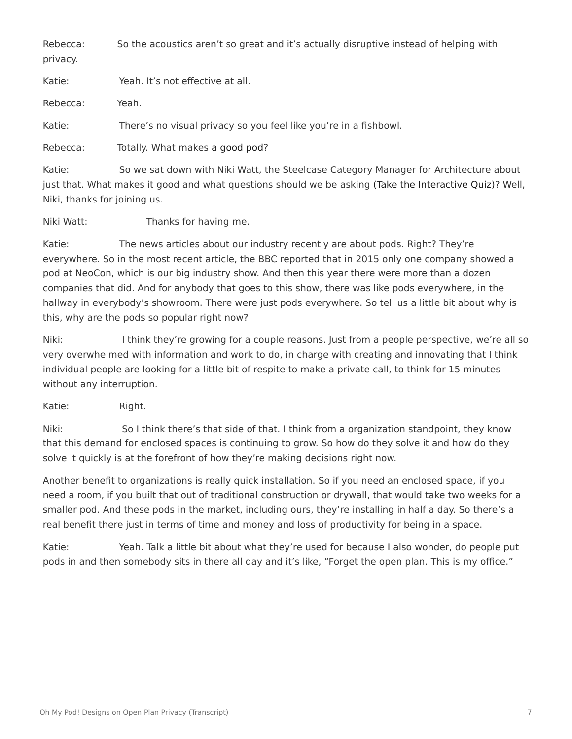Rebecca: So the acoustics aren't so great and it's actually disruptive instead of helping with privacy.

Katie: Yeah. It's not effective at all.

Rebecca: Yeah.

Katie: There's no visual privacy so you feel like you're in a fishbowl.

Rebecca: Totally. What makes a good pod?

Katie: So we sat down with Niki Watt, the Steelcase Category Manager for Architecture about just that. What makes it good and what questions should we be asking (Take the Interactive Quiz)? Well, Niki, thanks for joining us.

Niki Watt: Thanks for having me.

Katie: The news articles about our industry recently are about pods. Right? They're everywhere. So in the most recent article, the BBC reported that in 2015 only one company showed a pod at NeoCon, which is our big industry show. And then this year there were more than a dozen companies that did. And for anybody that goes to this show, there was like pods everywhere, in the hallway in everybody's showroom. There were just pods everywhere. So tell us a little bit about why is this, why are the pods so popular right now?

Niki: I think they're growing for a couple reasons. Just from a people perspective, we're all so very overwhelmed with information and work to do, in charge with creating and innovating that I think individual people are looking for a little bit of respite to make a private call, to think for 15 minutes without any interruption.

Katie: Right.

Niki: So I think there's that side of that. I think from a organization standpoint, they know that this demand for enclosed spaces is continuing to grow. So how do they solve it and how do they solve it quickly is at the forefront of how they're making decisions right now.

Another benefit to organizations is really quick installation. So if you need an enclosed space, if you need a room, if you built that out of traditional construction or drywall, that would take two weeks for a smaller pod. And these pods in the market, including ours, they're installing in half a day. So there's a real benefit there just in terms of time and money and loss of productivity for being in a space.

Katie: Yeah. Talk a little bit about what they're used for because I also wonder, do people put pods in and then somebody sits in there all day and it's like, "Forget the open plan. This is my office."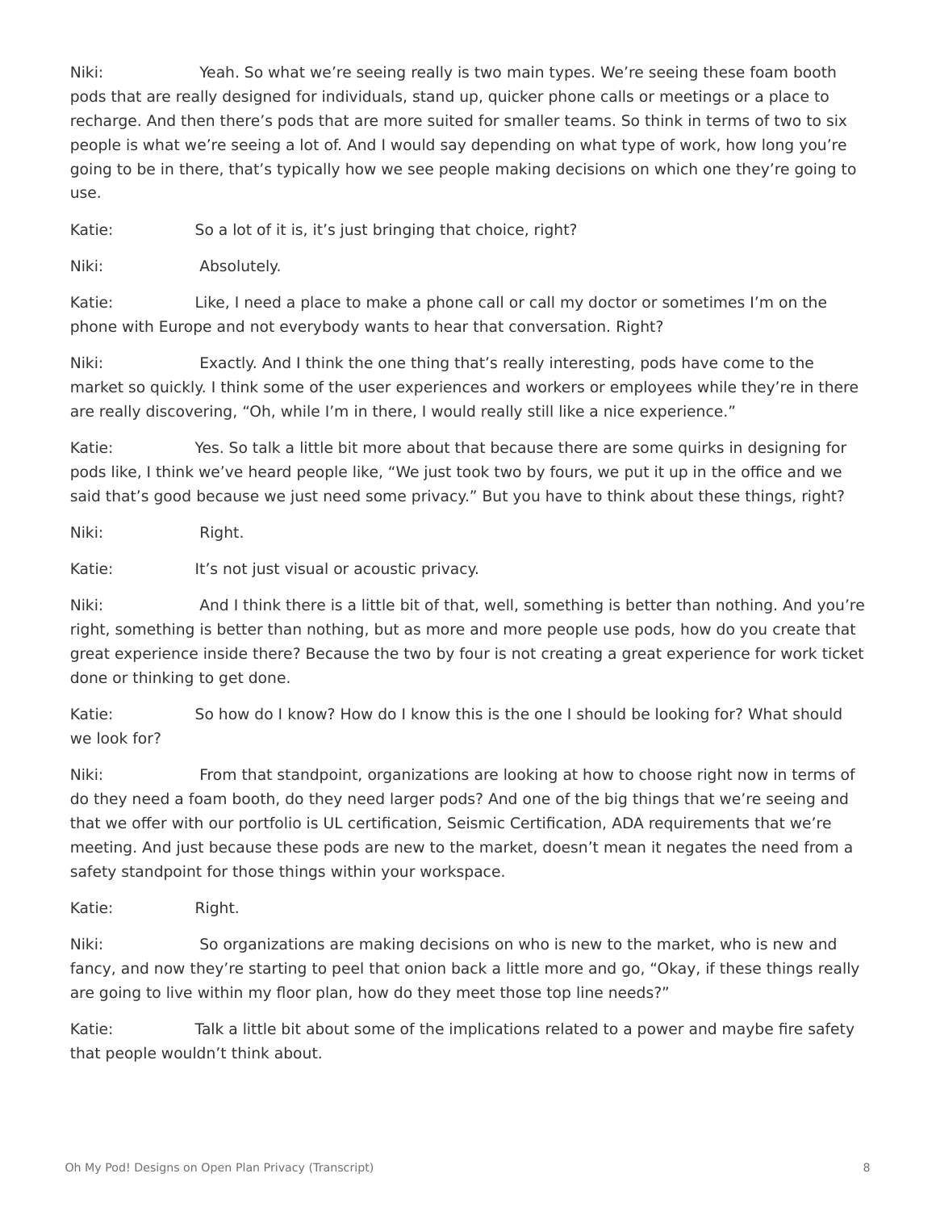Niki: Yeah. So what we're seeing really is two main types. We're seeing these foam booth pods that are really designed for individuals, stand up, quicker phone calls or meetings or a place to recharge. And then there's pods that are more suited for smaller teams. So think in terms of two to six people is what we're seeing a lot of. And I would say depending on what type of work, how long you're going to be in there, that's typically how we see people making decisions on which one they're going to use.

Katie: So a lot of it is, it's just bringing that choice, right?

Niki: Absolutely.

Katie: Like, I need a place to make a phone call or call my doctor or sometimes I'm on the phone with Europe and not everybody wants to hear that conversation. Right?

Niki: Exactly. And I think the one thing that's really interesting, pods have come to the market so quickly. I think some of the user experiences and workers or employees while they're in there are really discovering, "Oh, while I'm in there, I would really still like a nice experience."

Katie: Yes. So talk a little bit more about that because there are some quirks in designing for pods like, I think we've heard people like, "We just took two by fours, we put it up in the office and we said that's good because we just need some privacy." But you have to think about these things, right?

Niki: Right.

Katie: It's not just visual or acoustic privacy.

Niki: And I think there is a little bit of that, well, something is better than nothing. And you're right, something is better than nothing, but as more and more people use pods, how do you create that great experience inside there? Because the two by four is not creating a great experience for work ticket done or thinking to get done.

Katie: So how do I know? How do I know this is the one I should be looking for? What should we look for?

Niki: From that standpoint, organizations are looking at how to choose right now in terms of do they need a foam booth, do they need larger pods? And one of the big things that we're seeing and that we offer with our portfolio is UL certification, Seismic Certification, ADA requirements that we're meeting. And just because these pods are new to the market, doesn't mean it negates the need from a safety standpoint for those things within your workspace.

Katie: Right.

Niki: So organizations are making decisions on who is new to the market, who is new and fancy, and now they're starting to peel that onion back a little more and go, "Okay, if these things really are going to live within my floor plan, how do they meet those top line needs?"

Katie: Talk a little bit about some of the implications related to a power and maybe fire safety that people wouldn't think about.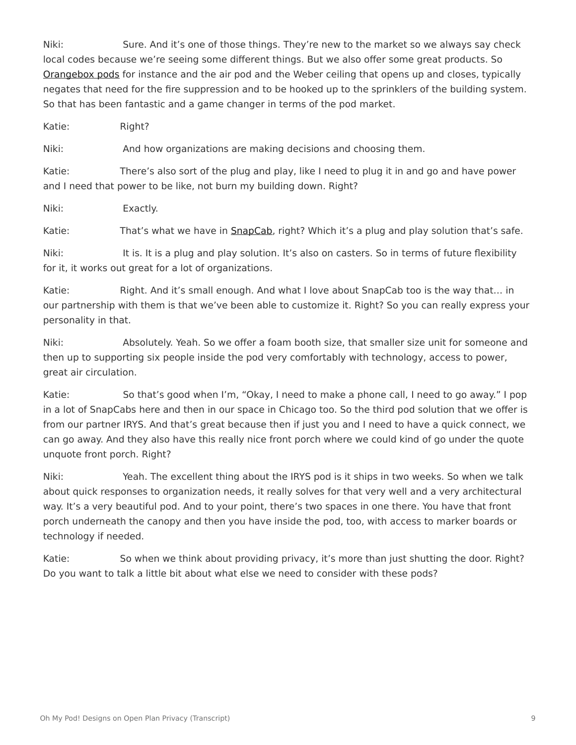Niki: Sure. And it's one of those things. They're new to the market so we always say check local codes because we're seeing some different things. But we also offer some great products. So Orangebox pods for instance and the air pod and the Weber ceiling that opens up and closes, typically negates that need for the fire suppression and to be hooked up to the sprinklers of the building system. So that has been fantastic and a game changer in terms of the pod market.

Katie: Right?

Niki: And how organizations are making decisions and choosing them.

Katie: There's also sort of the plug and play, like I need to plug it in and go and have power and I need that power to be like, not burn my building down. Right?

Niki: Exactly.

Katie: That's what we have in SnapCab, right? Which it's a plug and play solution that's safe.

Niki: It is. It is a plug and play solution. It's also on casters. So in terms of future flexibility for it, it works out great for a lot of organizations.

Katie: Right. And it's small enough. And what I love about SnapCab too is the way that… in our partnership with them is that we've been able to customize it. Right? So you can really express your personality in that.

Niki: Absolutely. Yeah. So we offer a foam booth size, that smaller size unit for someone and then up to supporting six people inside the pod very comfortably with technology, access to power, great air circulation.

Katie: So that's good when I'm, "Okay, I need to make a phone call, I need to go away." I pop in a lot of SnapCabs here and then in our space in Chicago too. So the third pod solution that we offer is from our partner IRYS. And that's great because then if just you and I need to have a quick connect, we can go away. And they also have this really nice front porch where we could kind of go under the quote unquote front porch. Right?

Niki: Yeah. The excellent thing about the IRYS pod is it ships in two weeks. So when we talk about quick responses to organization needs, it really solves for that very well and a very architectural way. It's a very beautiful pod. And to your point, there's two spaces in one there. You have that front porch underneath the canopy and then you have inside the pod, too, with access to marker boards or technology if needed.

Katie: So when we think about providing privacy, it's more than just shutting the door. Right? Do you want to talk a little bit about what else we need to consider with these pods?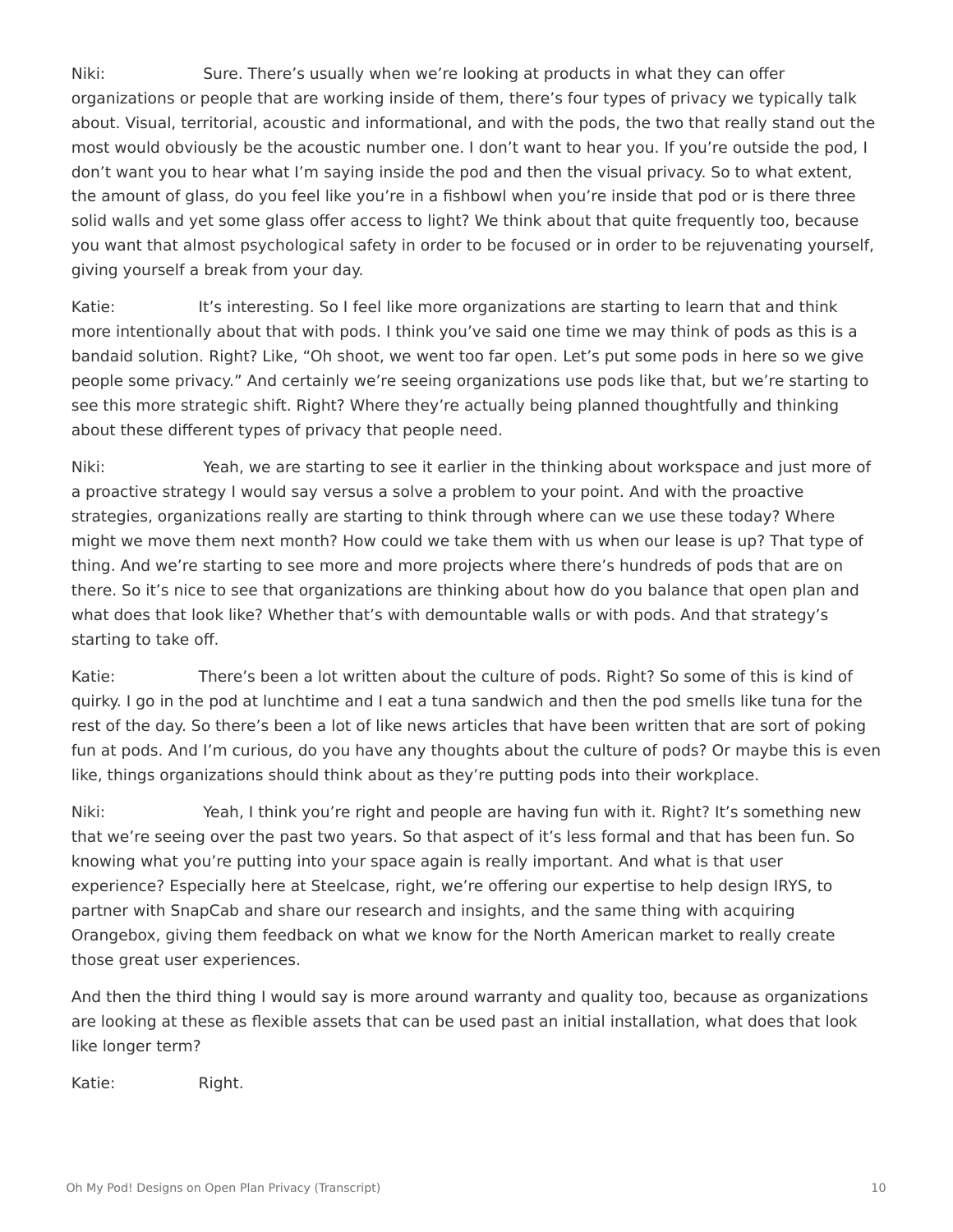Niki: Sure. There’s usually when we’re looking at products in what they can offer organizations or people that are working inside of them, there’s four types of privacy we typically talk about. Visual, territorial, acoustic and informational, and with the pods, the two that really stand out the most would obviously be the acoustic number one. I don’t want to hear you. If you’re outside the pod, I don’t want you to hear what I’m saying inside the pod and then the visual privacy. So to what extent, the amount of glass, do you feel like you’re in a fishbowl when you’re inside that pod or is there three solid walls and yet some glass offer access to light? We think about that quite frequently too, because you want that almost psychological safety in order to be focused or in order to be rejuvenating yourself, giving yourself a break from your day.

Katie: It’s interesting. So I feel like more organizations are starting to learn that and think more intentionally about that with pods. I think you’ve said one time we may think of pods as this is a bandaid solution. Right? Like, “Oh shoot, we went too far open. Let’s put some pods in here so we give people some privacy.” And certainly we’re seeing organizations use pods like that, but we’re starting to see this more strategic shift. Right? Where they’re actually being planned thoughtfully and thinking about these different types of privacy that people need.

Niki: Yeah, we are starting to see it earlier in the thinking about workspace and just more of a proactive strategy I would say versus a solve a problem to your point. And with the proactive strategies, organizations really are starting to think through where can we use these today? Where might we move them next month? How could we take them with us when our lease is up? That type of thing. And we’re starting to see more and more projects where there’s hundreds of pods that are on there. So it’s nice to see that organizations are thinking about how do you balance that open plan and what does that look like? Whether that’s with demountable walls or with pods. And that strategy’s starting to take off.

Katie: There’s been a lot written about the culture of pods. Right? So some of this is kind of quirky. I go in the pod at lunchtime and I eat a tuna sandwich and then the pod smells like tuna for the rest of the day. So there’s been a lot of like news articles that have been written that are sort of poking fun at pods. And I’m curious, do you have any thoughts about the culture of pods? Or maybe this is even like, things organizations should think about as they’re putting pods into their workplace.

Niki: Yeah, I think you’re right and people are having fun with it. Right? It’s something new that we’re seeing over the past two years. So that aspect of it’s less formal and that has been fun. So knowing what you’re putting into your space again is really important. And what is that user experience? Especially here at Steelcase, right, we’re offering our expertise to help design IRYS, to partner with SnapCab and share our research and insights, and the same thing with acquiring Orangebox, giving them feedback on what we know for the North American market to really create those great user experiences.

And then the third thing I would say is more around warranty and quality too, because as organizations are looking at these as flexible assets that can be used past an initial installation, what does that look like longer term?

Katie: Right.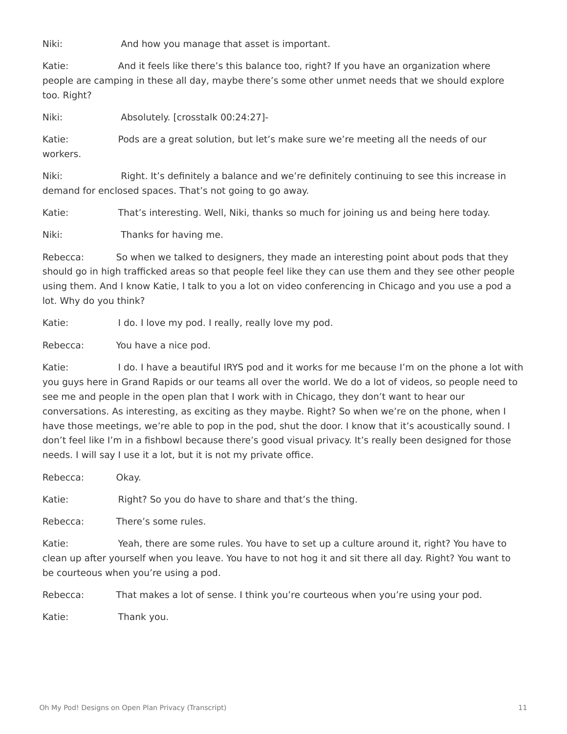Niki: And how you manage that asset is important.

Katie: And it feels like there's this balance too, right? If you have an organization where people are camping in these all day, maybe there's some other unmet needs that we should explore too. Right?

Niki: Absolutely. [crosstalk 00:24:27]-

Katie: Pods are a great solution, but let's make sure we're meeting all the needs of our workers.

Niki: Right. It's definitely a balance and we're definitely continuing to see this increase in demand for enclosed spaces. That's not going to go away.

Katie: That's interesting. Well, Niki, thanks so much for joining us and being here today.

Niki: Thanks for having me.

Rebecca: So when we talked to designers, they made an interesting point about pods that they should go in high trafficked areas so that people feel like they can use them and they see other people using them. And I know Katie, I talk to you a lot on video conferencing in Chicago and you use a pod a lot. Why do you think?

Katie: I do. I love my pod. I really, really love my pod.

Rebecca: You have a nice pod.

Katie: I do. I have a beautiful IRYS pod and it works for me because I'm on the phone a lot with you guys here in Grand Rapids or our teams all over the world. We do a lot of videos, so people need to see me and people in the open plan that I work with in Chicago, they don't want to hear our conversations. As interesting, as exciting as they maybe. Right? So when we're on the phone, when I have those meetings, we're able to pop in the pod, shut the door. I know that it's acoustically sound. I don't feel like I'm in a fishbowl because there's good visual privacy. It's really been designed for those needs. I will say I use it a lot, but it is not my private office.

Rebecca: Okay.

Katie: Right? So you do have to share and that's the thing.

Rebecca: There's some rules.

Katie: Yeah, there are some rules. You have to set up a culture around it, right? You have to clean up after yourself when you leave. You have to not hog it and sit there all day. Right? You want to be courteous when you're using a pod.

Rebecca: That makes a lot of sense. I think you're courteous when you're using your pod.

Katie: Thank you.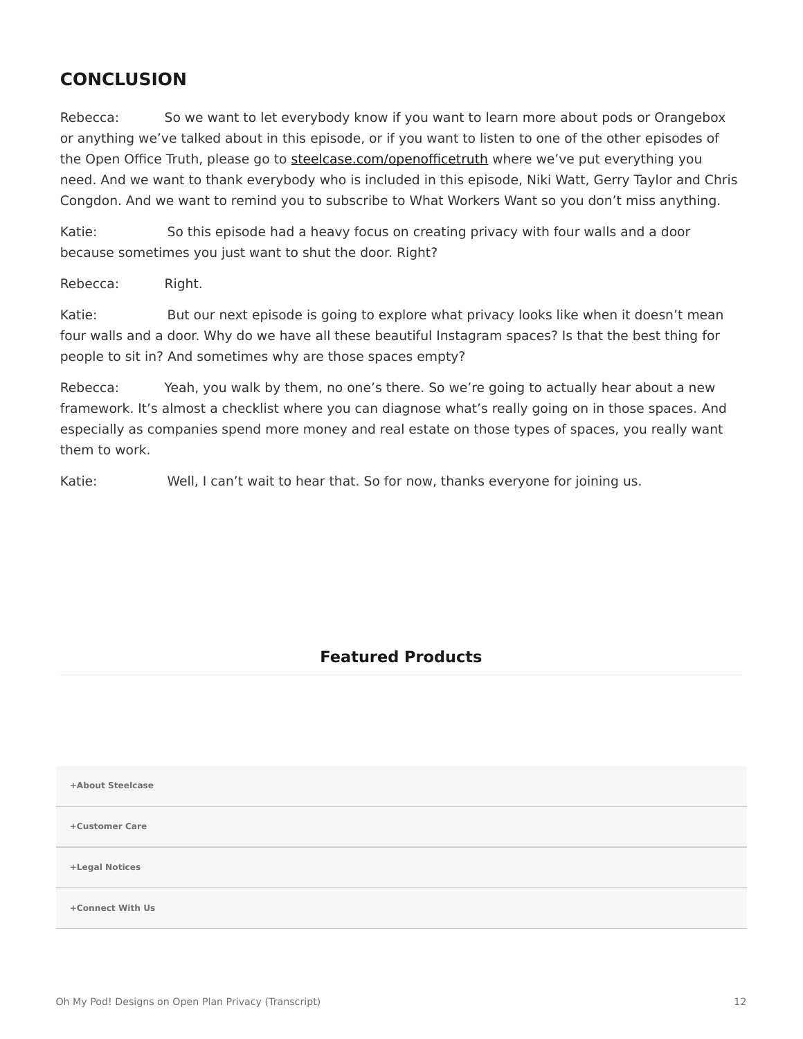## CONCLUSION

Rebecca: So we want to let everybody know if you want to learn more about pods or Orangebox or anything we've talked about in this episode, or if you want to listen to one of the other episodes of the Open Office Truth, please go to steelcase.com/openofficetruth where we've put everything you need. And we want to thank everybody who is included in this episode, Niki Watt, Gerry Taylor and Chris Congdon. And we want to remind you to subscribe to What Workers Want so you don't miss anything.

Katie: So this episode had a heavy focus on creating privacy with four walls and a door because sometimes you just want to shut the door. Right?

Rebecca: Right.

Katie: But our next episode is going to explore what privacy looks like when it doesn't mean four walls and a door. Why do we have all these beautiful Instagram spaces? Is that the best thing for people to sit in? And sometimes why are those spaces empty?

Rebecca: Yeah, you walk by them, no one's there. So we're going to actually hear about a new framework. It's almost a checklist where you can diagnose what's really going on in those spaces. And especially as companies spend more money and real estate on those types of spaces, you really want them to work.

Katie: Well, I can't wait to hear that. So for now, thanks everyone for joining us.

### Featured Products

**+About Steelcase**

**+Customer Care**

**+Legal Notices**

**+Connect With Us**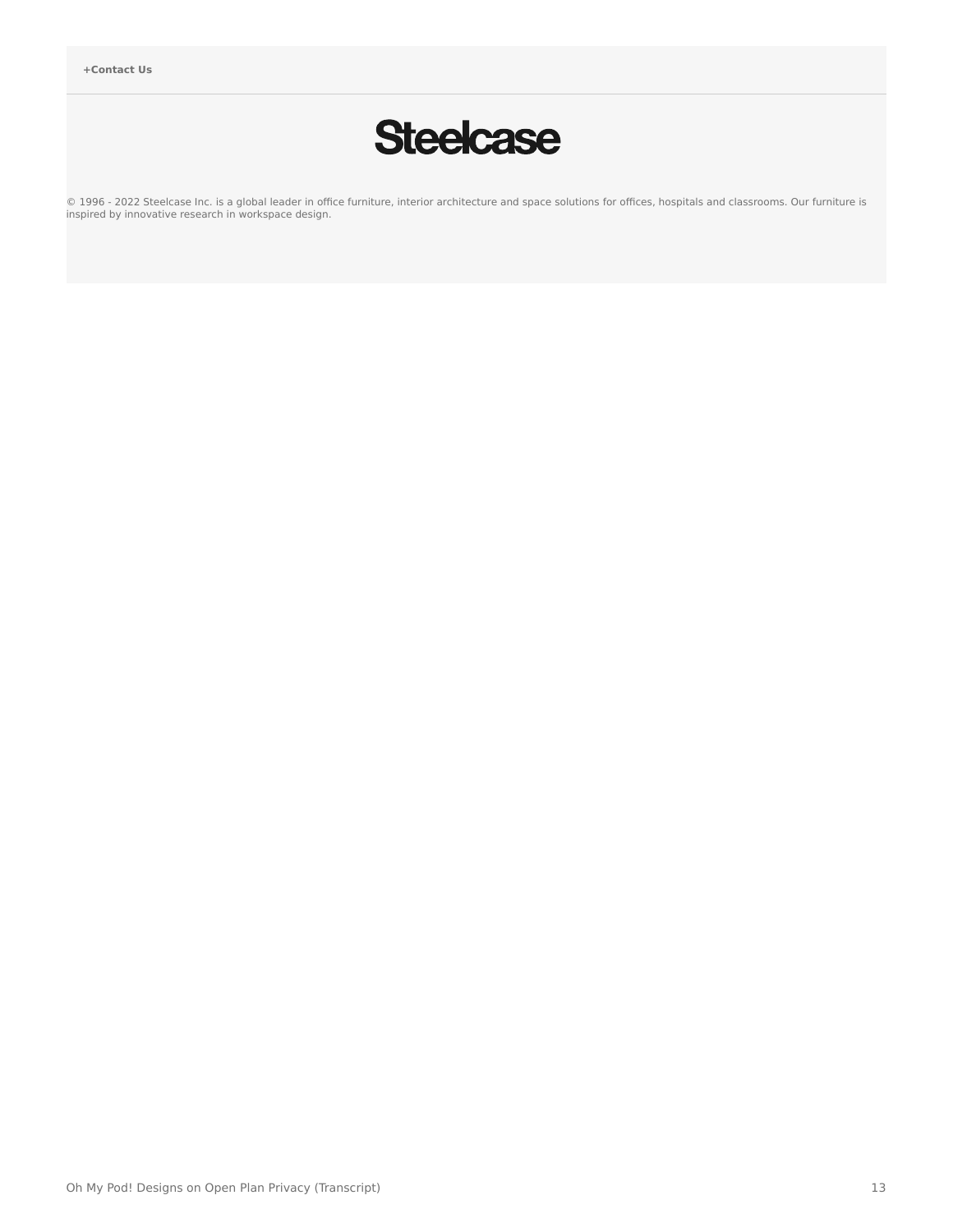**+Contact Us**

Steelcase

© 1996 - 2022 Steelcase Inc. is a global leader in office furniture, interior architecture and space solutions for offices, hospitals and classrooms. Our furniture is inspired by innovative research in workspace design.